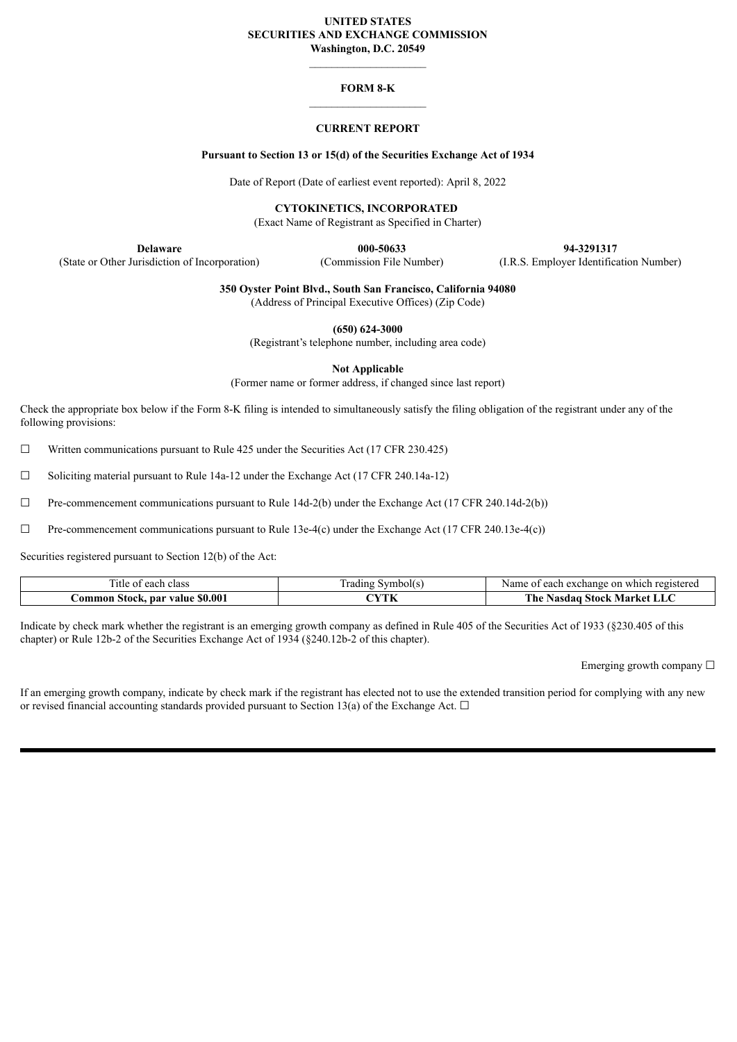**UNITED STATES**
**SECURITIES AND EXCHANGE COMMISSION**
**Washington, D.C. 20549**

---

**FORM 8-K**

---

**CURRENT REPORT**

**Pursuant to Section 13 or 15(d) of the Securities Exchange Act of 1934**

Date of Report (Date of earliest event reported): April 8, 2022

**CYTOKINETICS, INCORPORATED**
(Exact Name of Registrant as Specified in Charter)

| **Delaware** | **000-50633** | **94-3291317** |
|---|---|---|
| (State or Other Jurisdiction of Incorporation) | (Commission File Number) | (I.R.S. Employer Identification Number) |

**350 Oyster Point Blvd., South San Francisco, California 94080**
(Address of Principal Executive Offices) (Zip Code)

**(650) 624-3000**
(Registrant's telephone number, including area code)

**Not Applicable**
(Former name or former address, if changed since last report)

Check the appropriate box below if the Form 8-K filing is intended to simultaneously satisfy the filing obligation of the registrant under any of the following provisions:

☐ Written communications pursuant to Rule 425 under the Securities Act (17 CFR 230.425)

☐ Soliciting material pursuant to Rule 14a-12 under the Exchange Act (17 CFR 240.14a-12)

☐ Pre-commencement communications pursuant to Rule 14d-2(b) under the Exchange Act (17 CFR 240.14d-2(b))

☐ Pre-commencement communications pursuant to Rule 13e-4(c) under the Exchange Act (17 CFR 240.13e-4(c))

Securities registered pursuant to Section 12(b) of the Act:

| Title of each class | Trading Symbol(s) | Name of each exchange on which registered |
|---|---|---|
| **Common Stock, par value $0.001** | **CYTK** | **The Nasdaq Stock Market LLC** |

Indicate by check mark whether the registrant is an emerging growth company as defined in Rule 405 of the Securities Act of 1933 (§230.405 of this chapter) or Rule 12b-2 of the Securities Exchange Act of 1934 (§240.12b-2 of this chapter).

Emerging growth company ☐

If an emerging growth company, indicate by check mark if the registrant has elected not to use the extended transition period for complying with any new or revised financial accounting standards provided pursuant to Section 13(a) of the Exchange Act. ☐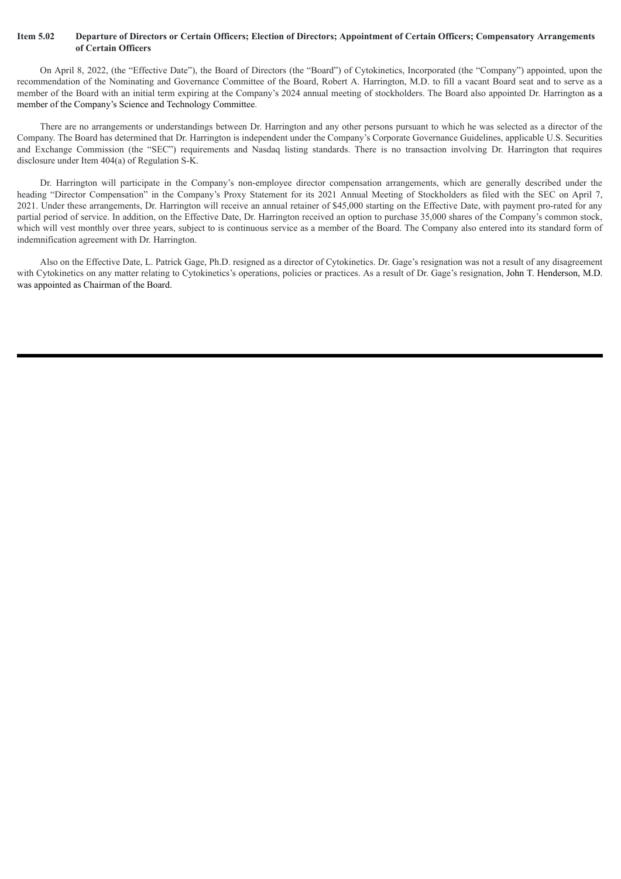**Item 5.02 Departure of Directors or Certain Officers; Election of Directors; Appointment of Certain Officers; Compensatory Arrangements of Certain Officers**

On April 8, 2022, (the "Effective Date"), the Board of Directors (the "Board") of Cytokinetics, Incorporated (the "Company") appointed, upon the recommendation of the Nominating and Governance Committee of the Board, Robert A. Harrington, M.D. to fill a vacant Board seat and to serve as a member of the Board with an initial term expiring at the Company's 2024 annual meeting of stockholders. The Board also appointed Dr. Harrington as a member of the Company's Science and Technology Committee.

There are no arrangements or understandings between Dr. Harrington and any other persons pursuant to which he was selected as a director of the Company. The Board has determined that Dr. Harrington is independent under the Company's Corporate Governance Guidelines, applicable U.S. Securities and Exchange Commission (the "SEC") requirements and Nasdaq listing standards. There is no transaction involving Dr. Harrington that requires disclosure under Item 404(a) of Regulation S-K.

Dr. Harrington will participate in the Company's non-employee director compensation arrangements, which are generally described under the heading "Director Compensation" in the Company's Proxy Statement for its 2021 Annual Meeting of Stockholders as filed with the SEC on April 7, 2021. Under these arrangements, Dr. Harrington will receive an annual retainer of $45,000 starting on the Effective Date, with payment pro-rated for any partial period of service. In addition, on the Effective Date, Dr. Harrington received an option to purchase 35,000 shares of the Company's common stock, which will vest monthly over three years, subject to is continuous service as a member of the Board. The Company also entered into its standard form of indemnification agreement with Dr. Harrington.

Also on the Effective Date, L. Patrick Gage, Ph.D. resigned as a director of Cytokinetics. Dr. Gage's resignation was not a result of any disagreement with Cytokinetics on any matter relating to Cytokinetics's operations, policies or practices. As a result of Dr. Gage's resignation, John T. Henderson, M.D. was appointed as Chairman of the Board.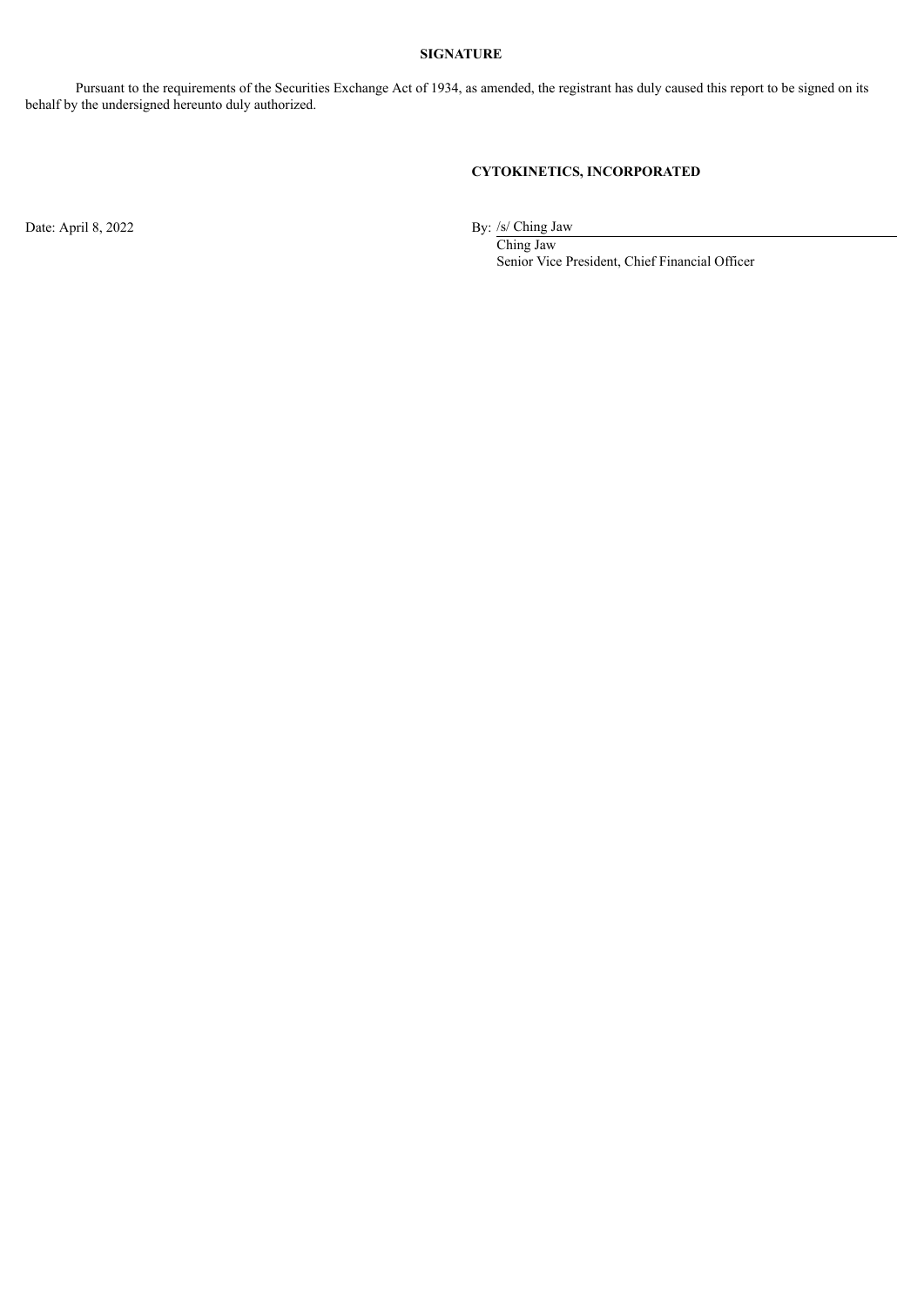**SIGNATURE**

Pursuant to the requirements of the Securities Exchange Act of 1934, as amended, the registrant has duly caused this report to be signed on its behalf by the undersigned hereunto duly authorized.

**CYTOKINETICS, INCORPORATED**

Date: April 8, 2022

By: /s/ Ching Jaw
Ching Jaw
Senior Vice President, Chief Financial Officer